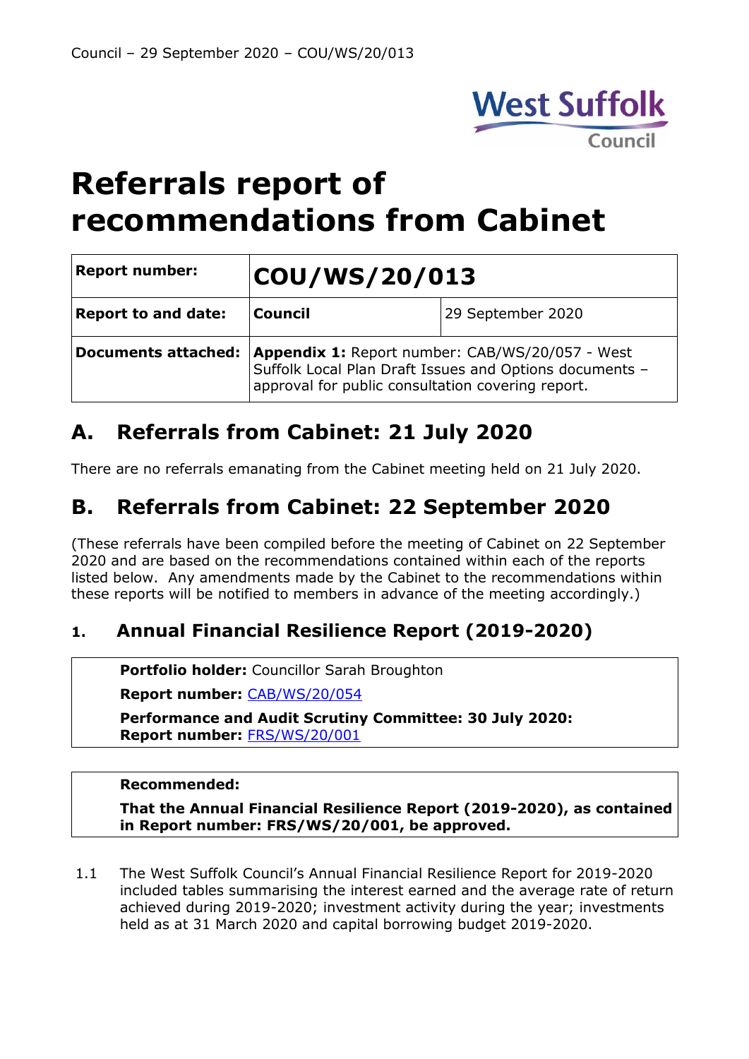# Referrals report of recommendations from Cabinet

| **Report number:** | **COU/WS/20/013** | |
|---|---|---|
| **Report to and date:** | **Council** | 29 September 2020 |
| **Documents attached:** | **Appendix 1:** Report number: CAB/WS/20/057 - West Suffolk Local Plan Draft Issues and Options documents – approval for public consultation covering report. | |

## A. Referrals from Cabinet: 21 July 2020

There are no referrals emanating from the Cabinet meeting held on 21 July 2020.

## B. Referrals from Cabinet: 22 September 2020

(These referrals have been compiled before the meeting of Cabinet on 22 September 2020 and are based on the recommendations contained within each of the reports listed below. Any amendments made by the Cabinet to the recommendations within these reports will be notified to members in advance of the meeting accordingly.)

### 1. Annual Financial Resilience Report (2019-2020)

**Portfolio holder:** Councillor Sarah Broughton

**Report number:** CAB/WS/20/054

**Performance and Audit Scrutiny Committee: 30 July 2020: Report number:** FRS/WS/20/001

**Recommended:**

**That the Annual Financial Resilience Report (2019-2020), as contained in Report number: FRS/WS/20/001, be approved.**

1.1 The West Suffolk Council's Annual Financial Resilience Report for 2019-2020 included tables summarising the interest earned and the average rate of return achieved during 2019-2020; investment activity during the year; investments held as at 31 March 2020 and capital borrowing budget 2019-2020.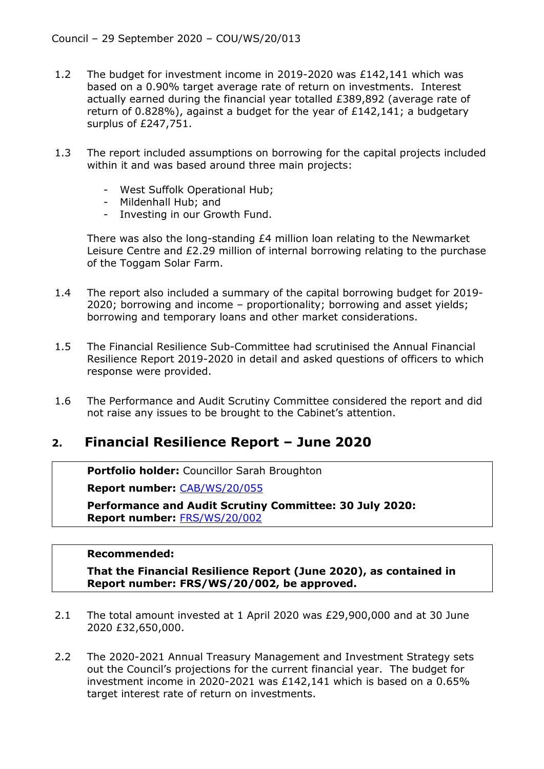1.2 The budget for investment income in 2019-2020 was £142,141 which was based on a 0.90% target average rate of return on investments. Interest actually earned during the financial year totalled £389,892 (average rate of return of 0.828%), against a budget for the year of £142,141; a budgetary surplus of £247,751.

1.3 The report included assumptions on borrowing for the capital projects included within it and was based around three main projects:

- West Suffolk Operational Hub;
- Mildenhall Hub; and
- Investing in our Growth Fund.

There was also the long-standing £4 million loan relating to the Newmarket Leisure Centre and £2.29 million of internal borrowing relating to the purchase of the Toggam Solar Farm.

1.4 The report also included a summary of the capital borrowing budget for 2019-2020; borrowing and income – proportionality; borrowing and asset yields; borrowing and temporary loans and other market considerations.

1.5 The Financial Resilience Sub-Committee had scrutinised the Annual Financial Resilience Report 2019-2020 in detail and asked questions of officers to which response were provided.

1.6 The Performance and Audit Scrutiny Committee considered the report and did not raise any issues to be brought to the Cabinet's attention.

## 2. Financial Resilience Report – June 2020

**Portfolio holder:** Councillor Sarah Broughton

**Report number:** CAB/WS/20/055

**Performance and Audit Scrutiny Committee: 30 July 2020: Report number:** FRS/WS/20/002

**Recommended:**

**That the Financial Resilience Report (June 2020), as contained in Report number: FRS/WS/20/002, be approved.**

2.1 The total amount invested at 1 April 2020 was £29,900,000 and at 30 June 2020 £32,650,000.

2.2 The 2020-2021 Annual Treasury Management and Investment Strategy sets out the Council's projections for the current financial year. The budget for investment income in 2020-2021 was £142,141 which is based on a 0.65% target interest rate of return on investments.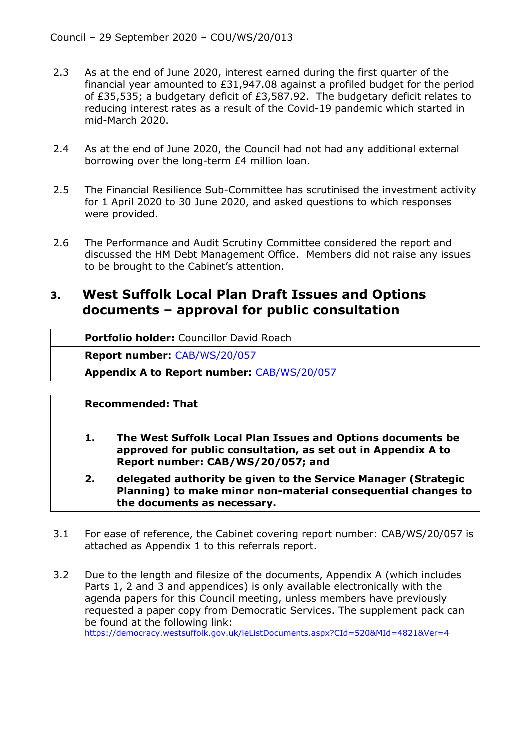2.3 As at the end of June 2020, interest earned during the first quarter of the financial year amounted to £31,947.08 against a profiled budget for the period of £35,535; a budgetary deficit of £3,587.92. The budgetary deficit relates to reducing interest rates as a result of the Covid-19 pandemic which started in mid-March 2020.

2.4 As at the end of June 2020, the Council had not had any additional external borrowing over the long-term £4 million loan.

2.5 The Financial Resilience Sub-Committee has scrutinised the investment activity for 1 April 2020 to 30 June 2020, and asked questions to which responses were provided.

2.6 The Performance and Audit Scrutiny Committee considered the report and discussed the HM Debt Management Office. Members did not raise any issues to be brought to the Cabinet's attention.

## 3. West Suffolk Local Plan Draft Issues and Options documents – approval for public consultation

**Portfolio holder:** Councillor David Roach

**Report number:** [CAB/WS/20/057]

**Appendix A to Report number:** [CAB/WS/20/057]

**Recommended: That**

1. **The West Suffolk Local Plan Issues and Options documents be approved for public consultation, as set out in Appendix A to Report number: CAB/WS/20/057; and**
2. **delegated authority be given to the Service Manager (Strategic Planning) to make minor non-material consequential changes to the documents as necessary.**

3.1 For ease of reference, the Cabinet covering report number: CAB/WS/20/057 is attached as Appendix 1 to this referrals report.

3.2 Due to the length and filesize of the documents, Appendix A (which includes Parts 1, 2 and 3 and appendices) is only available electronically with the agenda papers for this Council meeting, unless members have previously requested a paper copy from Democratic Services. The supplement pack can be found at the following link: https://democracy.westsuffolk.gov.uk/ieListDocuments.aspx?CId=520&MId=4821&Ver=4